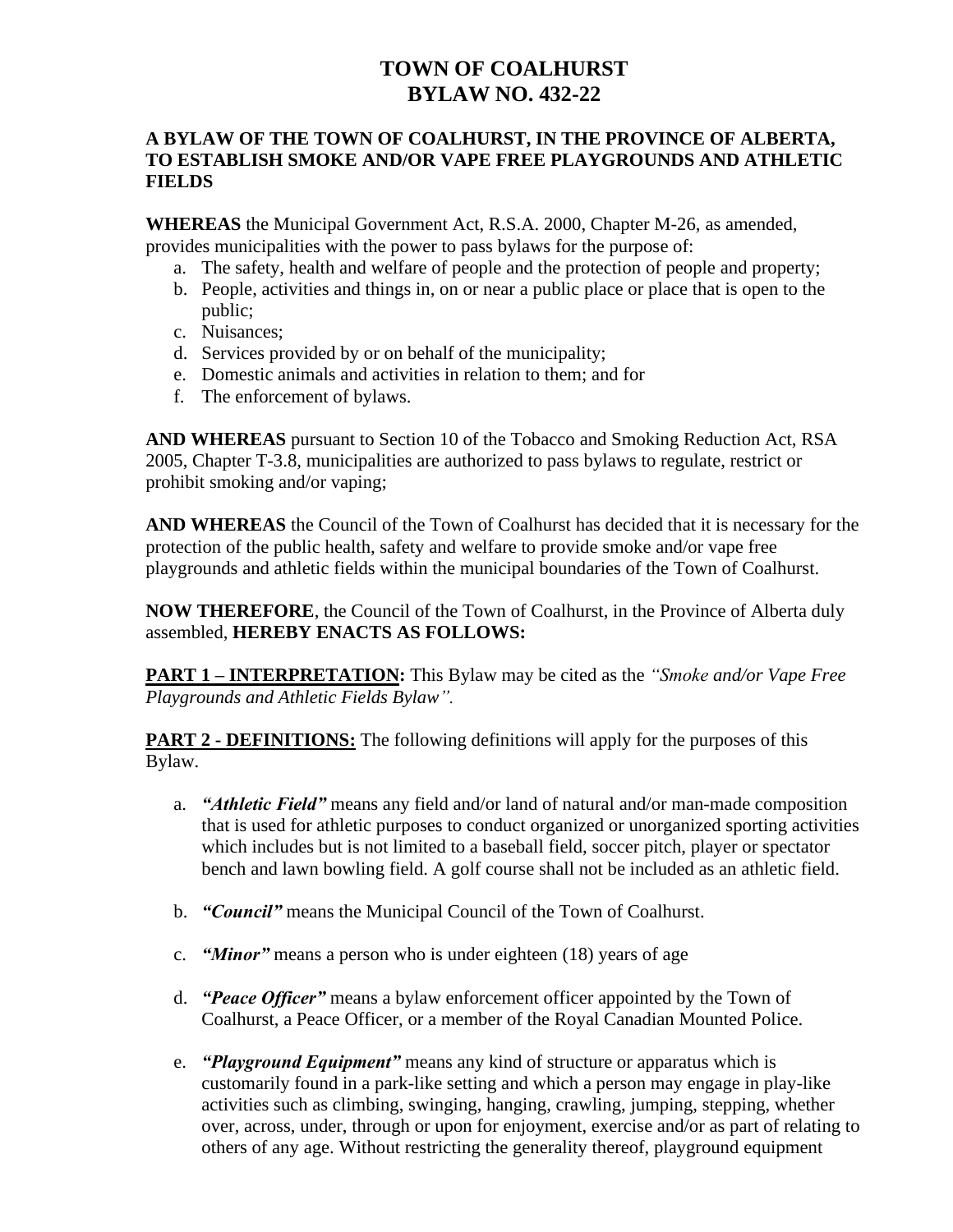# TOWN OF COALHURST
# BYLAW NO. 432-22

**A BYLAW OF THE TOWN OF COALHURST, IN THE PROVINCE OF ALBERTA, TO ESTABLISH SMOKE AND/OR VAPE FREE PLAYGROUNDS AND ATHLETIC FIELDS**

**WHEREAS** the Municipal Government Act, R.S.A. 2000, Chapter M-26, as amended, provides municipalities with the power to pass bylaws for the purpose of:

a. The safety, health and welfare of people and the protection of people and property;
b. People, activities and things in, on or near a public place or place that is open to the public;
c. Nuisances;
d. Services provided by or on behalf of the municipality;
e. Domestic animals and activities in relation to them; and for
f. The enforcement of bylaws.

**AND WHEREAS** pursuant to Section 10 of the Tobacco and Smoking Reduction Act, RSA 2005, Chapter T-3.8, municipalities are authorized to pass bylaws to regulate, restrict or prohibit smoking and/or vaping;

**AND WHEREAS** the Council of the Town of Coalhurst has decided that it is necessary for the protection of the public health, safety and welfare to provide smoke and/or vape free playgrounds and athletic fields within the municipal boundaries of the Town of Coalhurst.

**NOW THEREFORE**, the Council of the Town of Coalhurst, in the Province of Alberta duly assembled, **HEREBY ENACTS AS FOLLOWS:**

**PART 1 – INTERPRETATION:** This Bylaw may be cited as the *"Smoke and/or Vape Free Playgrounds and Athletic Fields Bylaw".*

**PART 2 - DEFINITIONS:** The following definitions will apply for the purposes of this Bylaw.

a. ***"Athletic Field"*** means any field and/or land of natural and/or man-made composition that is used for athletic purposes to conduct organized or unorganized sporting activities which includes but is not limited to a baseball field, soccer pitch, player or spectator bench and lawn bowling field. A golf course shall not be included as an athletic field.

b. ***"Council"*** means the Municipal Council of the Town of Coalhurst.

c. ***"Minor"*** means a person who is under eighteen (18) years of age

d. ***"Peace Officer"*** means a bylaw enforcement officer appointed by the Town of Coalhurst, a Peace Officer, or a member of the Royal Canadian Mounted Police.

e. ***"Playground Equipment"*** means any kind of structure or apparatus which is customarily found in a park-like setting and which a person may engage in play-like activities such as climbing, swinging, hanging, crawling, jumping, stepping, whether over, across, under, through or upon for enjoyment, exercise and/or as part of relating to others of any age. Without restricting the generality thereof, playground equipment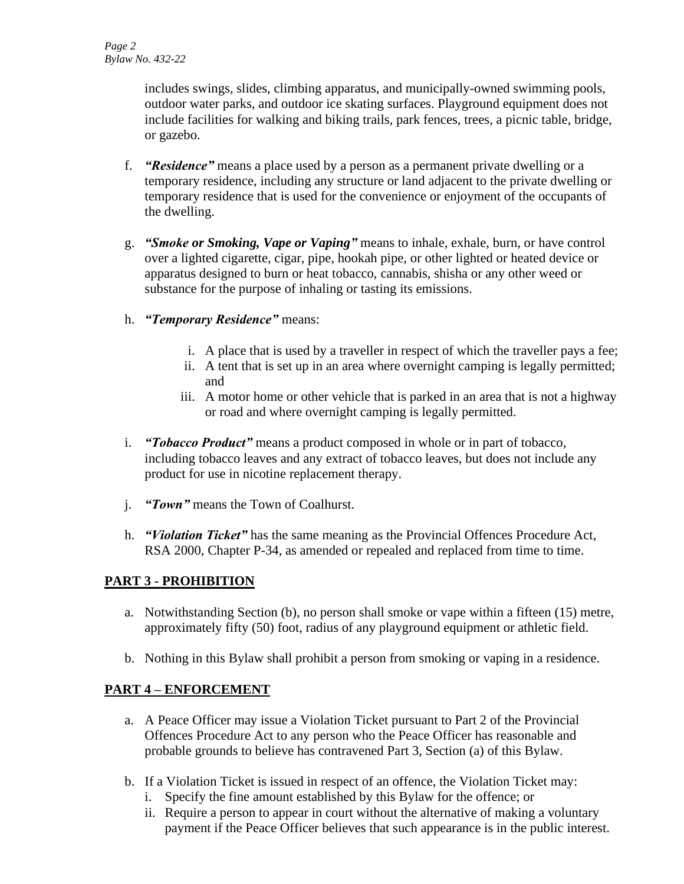includes swings, slides, climbing apparatus, and municipally-owned swimming pools, outdoor water parks, and outdoor ice skating surfaces. Playground equipment does not include facilities for walking and biking trails, park fences, trees, a picnic table, bridge, or gazebo.

f. ***"Residence"*** means a place used by a person as a permanent private dwelling or a temporary residence, including any structure or land adjacent to the private dwelling or temporary residence that is used for the convenience or enjoyment of the occupants of the dwelling.

g. ***"Smoke or Smoking, Vape or Vaping"*** means to inhale, exhale, burn, or have control over a lighted cigarette, cigar, pipe, hookah pipe, or other lighted or heated device or apparatus designed to burn or heat tobacco, cannabis, shisha or any other weed or substance for the purpose of inhaling or tasting its emissions.

h. ***"Temporary Residence"*** means:

   i. A place that is used by a traveller in respect of which the traveller pays a fee;
   ii. A tent that is set up in an area where overnight camping is legally permitted; and
   iii. A motor home or other vehicle that is parked in an area that is not a highway or road and where overnight camping is legally permitted.

i. ***"Tobacco Product"*** means a product composed in whole or in part of tobacco, including tobacco leaves and any extract of tobacco leaves, but does not include any product for use in nicotine replacement therapy.

j. ***"Town"*** means the Town of Coalhurst.

h. ***"Violation Ticket"*** has the same meaning as the Provincial Offences Procedure Act, RSA 2000, Chapter P-34, as amended or repealed and replaced from time to time.

## PART 3 - PROHIBITION

a. Notwithstanding Section (b), no person shall smoke or vape within a fifteen (15) metre, approximately fifty (50) foot, radius of any playground equipment or athletic field.

b. Nothing in this Bylaw shall prohibit a person from smoking or vaping in a residence.

## PART 4 – ENFORCEMENT

a. A Peace Officer may issue a Violation Ticket pursuant to Part 2 of the Provincial Offences Procedure Act to any person who the Peace Officer has reasonable and probable grounds to believe has contravened Part 3, Section (a) of this Bylaw.

b. If a Violation Ticket is issued in respect of an offence, the Violation Ticket may:
   i. Specify the fine amount established by this Bylaw for the offence; or
   ii. Require a person to appear in court without the alternative of making a voluntary payment if the Peace Officer believes that such appearance is in the public interest.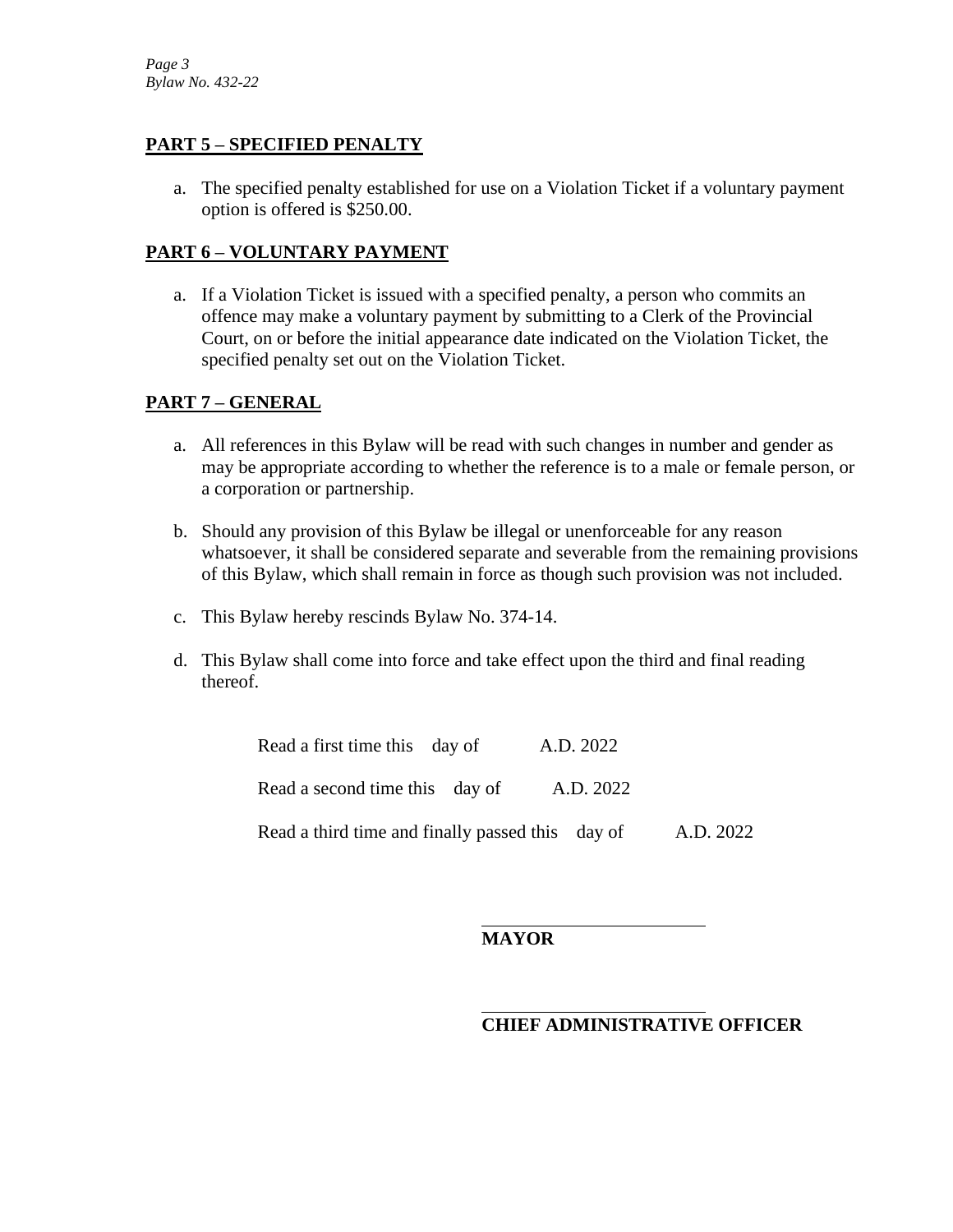## PART 5 – SPECIFIED PENALTY

a. The specified penalty established for use on a Violation Ticket if a voluntary payment option is offered is $250.00.

## PART 6 – VOLUNTARY PAYMENT

a. If a Violation Ticket is issued with a specified penalty, a person who commits an offence may make a voluntary payment by submitting to a Clerk of the Provincial Court, on or before the initial appearance date indicated on the Violation Ticket, the specified penalty set out on the Violation Ticket.

## PART 7 – GENERAL

a. All references in this Bylaw will be read with such changes in number and gender as may be appropriate according to whether the reference is to a male or female person, or a corporation or partnership.

b. Should any provision of this Bylaw be illegal or unenforceable for any reason whatsoever, it shall be considered separate and severable from the remaining provisions of this Bylaw, which shall remain in force as though such provision was not included.

c. This Bylaw hereby rescinds Bylaw No. 374-14.

d. This Bylaw shall come into force and take effect upon the third and final reading thereof.

Read a first time this day of A.D. 2022

Read a second time this day of A.D. 2022

Read a third time and finally passed this day of A.D. 2022

______________________
**MAYOR**

______________________
**CHIEF ADMINISTRATIVE OFFICER**